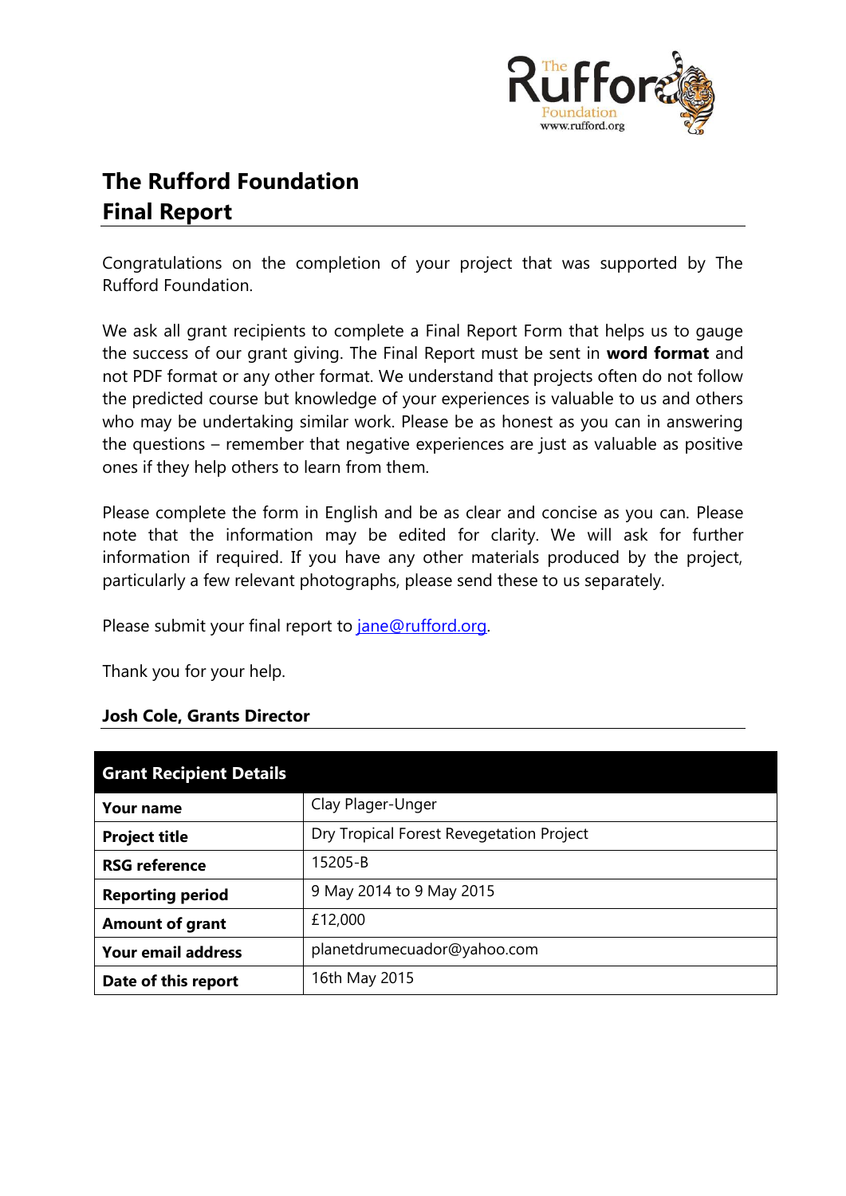# The Rufford Foundation
# Final Report

Congratulations on the completion of your project that was supported by The Rufford Foundation.

We ask all grant recipients to complete a Final Report Form that helps us to gauge the success of our grant giving. The Final Report must be sent in **word format** and not PDF format or any other format. We understand that projects often do not follow the predicted course but knowledge of your experiences is valuable to us and others who may be undertaking similar work. Please be as honest as you can in answering the questions – remember that negative experiences are just as valuable as positive ones if they help others to learn from them.

Please complete the form in English and be as clear and concise as you can. Please note that the information may be edited for clarity. We will ask for further information if required. If you have any other materials produced by the project, particularly a few relevant photographs, please send these to us separately.

Please submit your final report to jane@rufford.org.

Thank you for your help.

**Josh Cole, Grants Director**

| **Grant Recipient Details** | |
|---|---|
| **Your name** | Clay Plager-Unger |
| **Project title** | Dry Tropical Forest Revegetation Project |
| **RSG reference** | 15205-B |
| **Reporting period** | 9 May 2014 to 9 May 2015 |
| **Amount of grant** | £12,000 |
| **Your email address** | planetdrumecuador@yahoo.com |
| **Date of this report** | 16th May 2015 |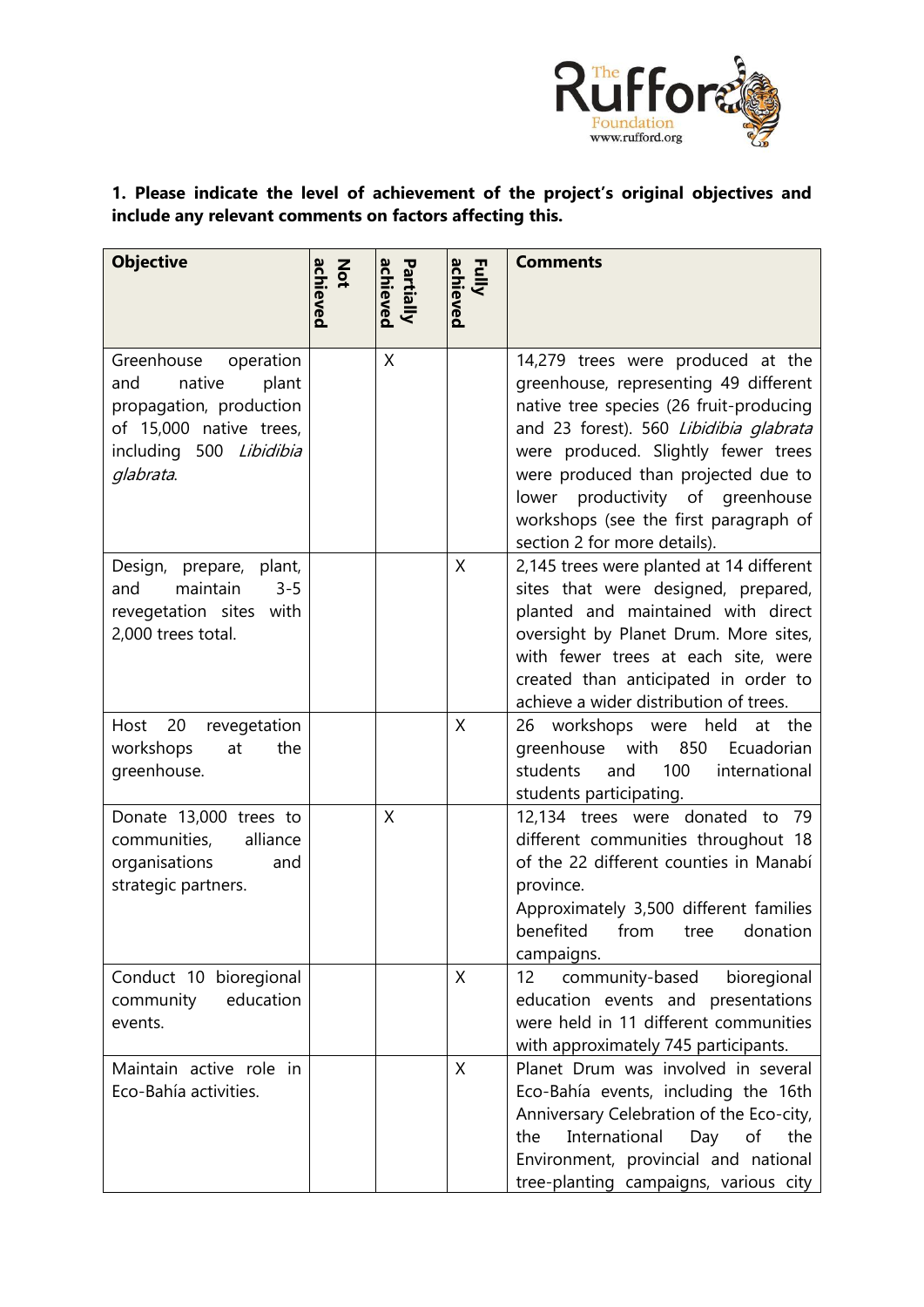**1. Please indicate the level of achievement of the project's original objectives and include any relevant comments on factors affecting this.**

| Objective | Not achieved | Partially achieved | Fully achieved | Comments |
|---|---|---|---|---|
| Greenhouse operation and native plant propagation, production of 15,000 native trees, including 500 *Libidibia glabrata*. | | X | | 14,279 trees were produced at the greenhouse, representing 49 different native tree species (26 fruit-producing and 23 forest). 560 *Libidibia glabrata* were produced. Slightly fewer trees were produced than projected due to lower productivity of greenhouse workshops (see the first paragraph of section 2 for more details). |
| Design, prepare, plant, and maintain 3-5 revegetation sites with 2,000 trees total. | | | X | 2,145 trees were planted at 14 different sites that were designed, prepared, planted and maintained with direct oversight by Planet Drum. More sites, with fewer trees at each site, were created than anticipated in order to achieve a wider distribution of trees. |
| Host 20 revegetation workshops at the greenhouse. | | | X | 26 workshops were held at the greenhouse with 850 Ecuadorian students and 100 international students participating. |
| Donate 13,000 trees to communities, alliance organisations and strategic partners. | | X | | 12,134 trees were donated to 79 different communities throughout 18 of the 22 different counties in Manabí province. Approximately 3,500 different families benefited from tree donation campaigns. |
| Conduct 10 bioregional community education events. | | | X | 12 community-based bioregional education events and presentations were held in 11 different communities with approximately 745 participants. |
| Maintain active role in Eco-Bahía activities. | | | X | Planet Drum was involved in several Eco-Bahía events, including the 16th Anniversary Celebration of the Eco-city, the International Day of the Environment, provincial and national tree-planting campaigns, various city |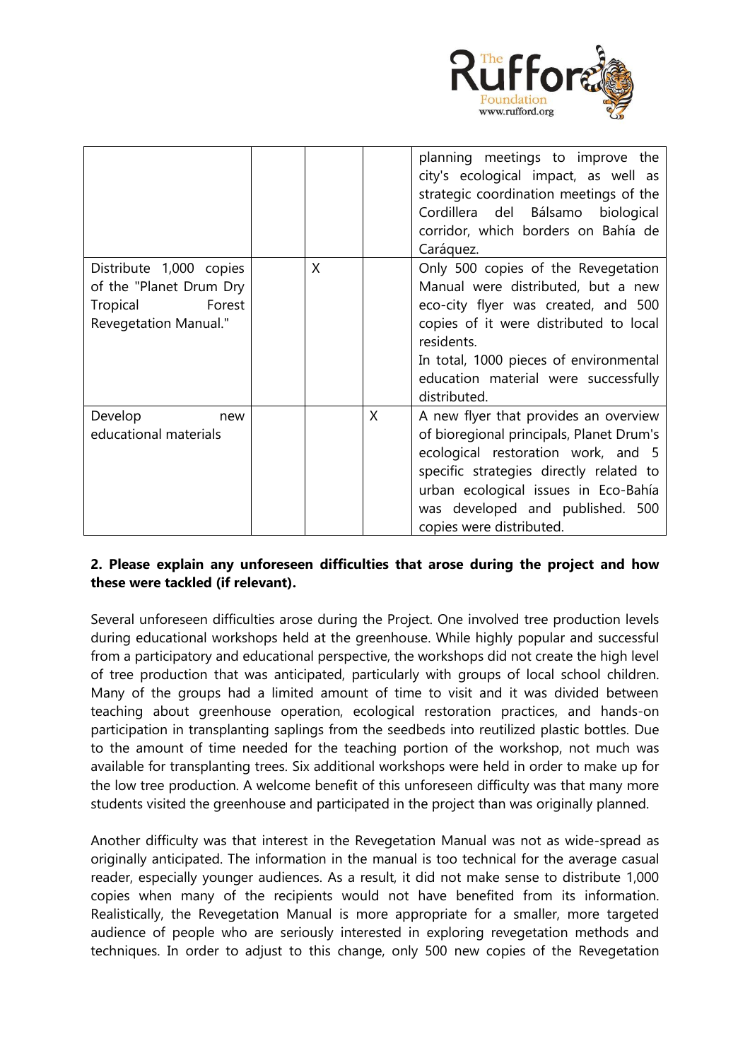| | | | | |
|---|---|---|---|---|
| | | | | planning meetings to improve the city's ecological impact, as well as strategic coordination meetings of the Cordillera del Bálsamo biological corridor, which borders on Bahía de Caráquez. |
| Distribute 1,000 copies of the "Planet Drum Dry Tropical Forest Revegetation Manual." | | X | | Only 500 copies of the Revegetation Manual were distributed, but a new eco-city flyer was created, and 500 copies of it were distributed to local residents.<br>In total, 1000 pieces of environmental education material were successfully distributed. |
| Develop new educational materials | | | X | A new flyer that provides an overview of bioregional principals, Planet Drum's ecological restoration work, and 5 specific strategies directly related to urban ecological issues in Eco-Bahía was developed and published. 500 copies were distributed. |

**2. Please explain any unforeseen difficulties that arose during the project and how these were tackled (if relevant).**

Several unforeseen difficulties arose during the Project. One involved tree production levels during educational workshops held at the greenhouse. While highly popular and successful from a participatory and educational perspective, the workshops did not create the high level of tree production that was anticipated, particularly with groups of local school children. Many of the groups had a limited amount of time to visit and it was divided between teaching about greenhouse operation, ecological restoration practices, and hands-on participation in transplanting saplings from the seedbeds into reutilized plastic bottles. Due to the amount of time needed for the teaching portion of the workshop, not much was available for transplanting trees. Six additional workshops were held in order to make up for the low tree production. A welcome benefit of this unforeseen difficulty was that many more students visited the greenhouse and participated in the project than was originally planned.

Another difficulty was that interest in the Revegetation Manual was not as wide-spread as originally anticipated. The information in the manual is too technical for the average casual reader, especially younger audiences. As a result, it did not make sense to distribute 1,000 copies when many of the recipients would not have benefited from its information. Realistically, the Revegetation Manual is more appropriate for a smaller, more targeted audience of people who are seriously interested in exploring revegetation methods and techniques. In order to adjust to this change, only 500 new copies of the Revegetation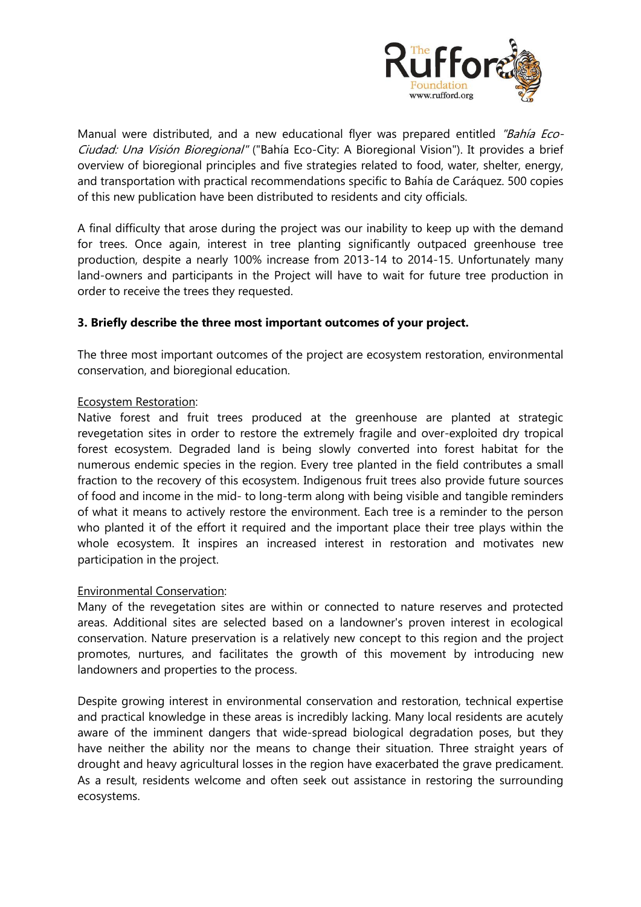Manual were distributed, and a new educational flyer was prepared entitled *"Bahía Eco-Ciudad: Una Visión Bioregional"* ("Bahía Eco-City: A Bioregional Vision"). It provides a brief overview of bioregional principles and five strategies related to food, water, shelter, energy, and transportation with practical recommendations specific to Bahía de Caráquez. 500 copies of this new publication have been distributed to residents and city officials.

A final difficulty that arose during the project was our inability to keep up with the demand for trees. Once again, interest in tree planting significantly outpaced greenhouse tree production, despite a nearly 100% increase from 2013-14 to 2014-15. Unfortunately many land-owners and participants in the Project will have to wait for future tree production in order to receive the trees they requested.

**3. Briefly describe the three most important outcomes of your project.**

The three most important outcomes of the project are ecosystem restoration, environmental conservation, and bioregional education.

Ecosystem Restoration:
Native forest and fruit trees produced at the greenhouse are planted at strategic revegetation sites in order to restore the extremely fragile and over-exploited dry tropical forest ecosystem. Degraded land is being slowly converted into forest habitat for the numerous endemic species in the region. Every tree planted in the field contributes a small fraction to the recovery of this ecosystem. Indigenous fruit trees also provide future sources of food and income in the mid- to long-term along with being visible and tangible reminders of what it means to actively restore the environment. Each tree is a reminder to the person who planted it of the effort it required and the important place their tree plays within the whole ecosystem. It inspires an increased interest in restoration and motivates new participation in the project.

Environmental Conservation:
Many of the revegetation sites are within or connected to nature reserves and protected areas. Additional sites are selected based on a landowner's proven interest in ecological conservation. Nature preservation is a relatively new concept to this region and the project promotes, nurtures, and facilitates the growth of this movement by introducing new landowners and properties to the process.

Despite growing interest in environmental conservation and restoration, technical expertise and practical knowledge in these areas is incredibly lacking. Many local residents are acutely aware of the imminent dangers that wide-spread biological degradation poses, but they have neither the ability nor the means to change their situation. Three straight years of drought and heavy agricultural losses in the region have exacerbated the grave predicament. As a result, residents welcome and often seek out assistance in restoring the surrounding ecosystems.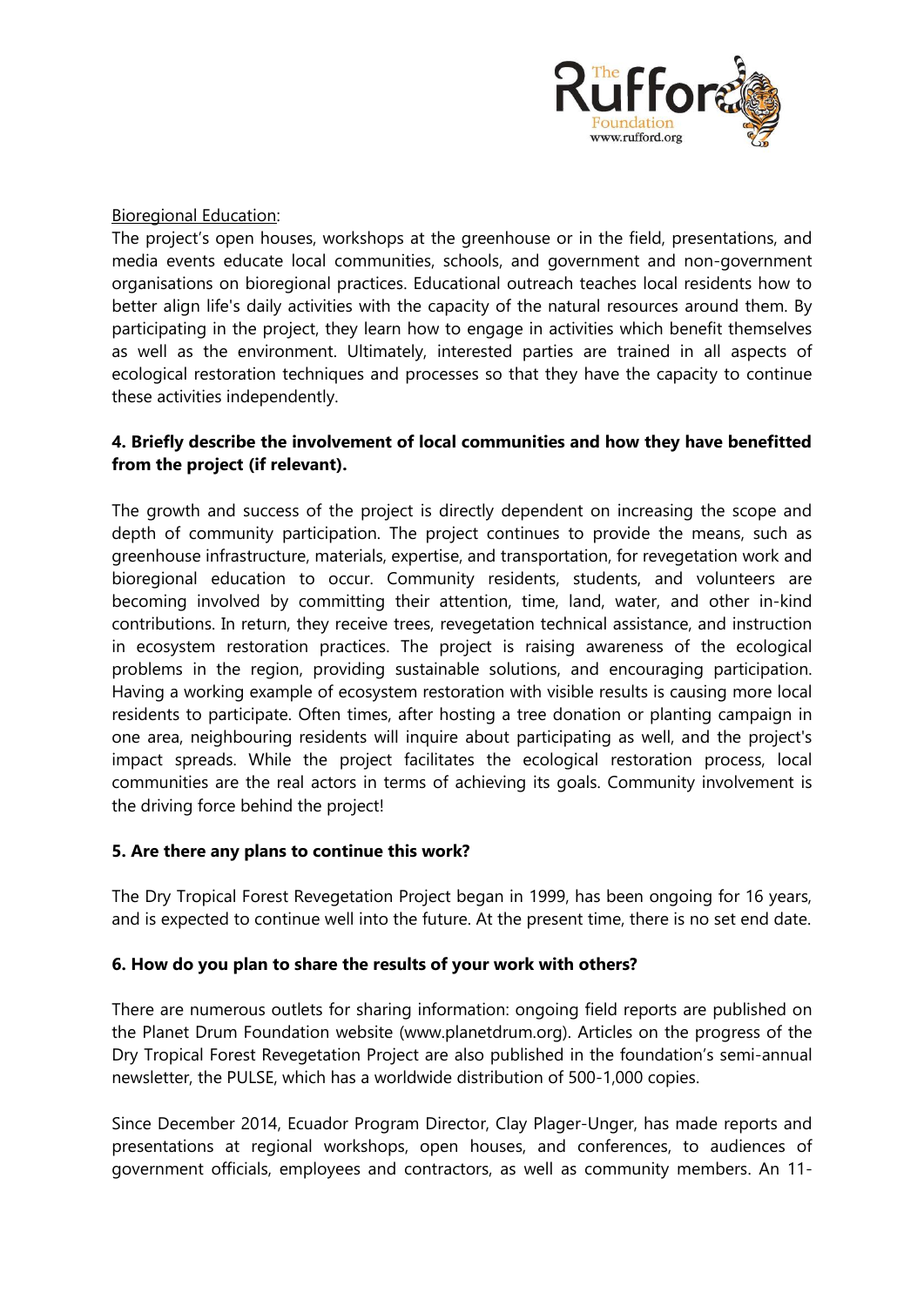Bioregional Education:

The project's open houses, workshops at the greenhouse or in the field, presentations, and media events educate local communities, schools, and government and non-government organisations on bioregional practices. Educational outreach teaches local residents how to better align life's daily activities with the capacity of the natural resources around them. By participating in the project, they learn how to engage in activities which benefit themselves as well as the environment. Ultimately, interested parties are trained in all aspects of ecological restoration techniques and processes so that they have the capacity to continue these activities independently.

**4. Briefly describe the involvement of local communities and how they have benefitted from the project (if relevant).**

The growth and success of the project is directly dependent on increasing the scope and depth of community participation. The project continues to provide the means, such as greenhouse infrastructure, materials, expertise, and transportation, for revegetation work and bioregional education to occur. Community residents, students, and volunteers are becoming involved by committing their attention, time, land, water, and other in-kind contributions. In return, they receive trees, revegetation technical assistance, and instruction in ecosystem restoration practices. The project is raising awareness of the ecological problems in the region, providing sustainable solutions, and encouraging participation. Having a working example of ecosystem restoration with visible results is causing more local residents to participate. Often times, after hosting a tree donation or planting campaign in one area, neighbouring residents will inquire about participating as well, and the project's impact spreads. While the project facilitates the ecological restoration process, local communities are the real actors in terms of achieving its goals. Community involvement is the driving force behind the project!

**5. Are there any plans to continue this work?**

The Dry Tropical Forest Revegetation Project began in 1999, has been ongoing for 16 years, and is expected to continue well into the future. At the present time, there is no set end date.

**6. How do you plan to share the results of your work with others?**

There are numerous outlets for sharing information: ongoing field reports are published on the Planet Drum Foundation website (www.planetdrum.org). Articles on the progress of the Dry Tropical Forest Revegetation Project are also published in the foundation's semi-annual newsletter, the PULSE, which has a worldwide distribution of 500-1,000 copies.

Since December 2014, Ecuador Program Director, Clay Plager-Unger, has made reports and presentations at regional workshops, open houses, and conferences, to audiences of government officials, employees and contractors, as well as community members. An 11-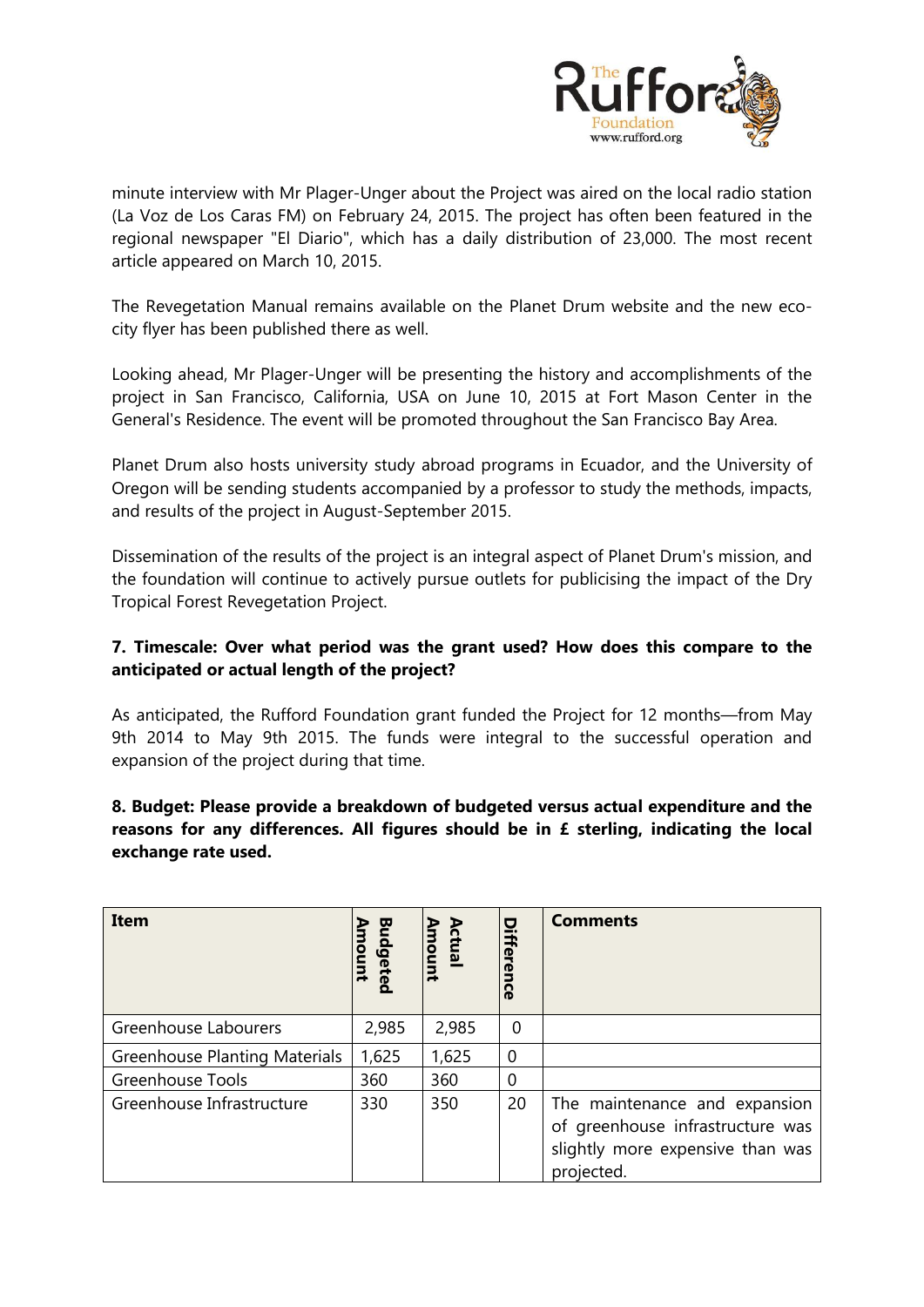minute interview with Mr Plager-Unger about the Project was aired on the local radio station (La Voz de Los Caras FM) on February 24, 2015. The project has often been featured in the regional newspaper "El Diario", which has a daily distribution of 23,000. The most recent article appeared on March 10, 2015.

The Revegetation Manual remains available on the Planet Drum website and the new eco-city flyer has been published there as well.

Looking ahead, Mr Plager-Unger will be presenting the history and accomplishments of the project in San Francisco, California, USA on June 10, 2015 at Fort Mason Center in the General's Residence. The event will be promoted throughout the San Francisco Bay Area.

Planet Drum also hosts university study abroad programs in Ecuador, and the University of Oregon will be sending students accompanied by a professor to study the methods, impacts, and results of the project in August-September 2015.

Dissemination of the results of the project is an integral aspect of Planet Drum's mission, and the foundation will continue to actively pursue outlets for publicising the impact of the Dry Tropical Forest Revegetation Project.

**7. Timescale: Over what period was the grant used? How does this compare to the anticipated or actual length of the project?**

As anticipated, the Rufford Foundation grant funded the Project for 12 months—from May 9th 2014 to May 9th 2015. The funds were integral to the successful operation and expansion of the project during that time.

**8. Budget: Please provide a breakdown of budgeted versus actual expenditure and the reasons for any differences. All figures should be in £ sterling, indicating the local exchange rate used.**

| Item | Budgeted Amount | Actual Amount | Difference | Comments |
|---|---|---|---|---|
| Greenhouse Labourers | 2,985 | 2,985 | 0 | |
| Greenhouse Planting Materials | 1,625 | 1,625 | 0 | |
| Greenhouse Tools | 360 | 360 | 0 | |
| Greenhouse Infrastructure | 330 | 350 | 20 | The maintenance and expansion of greenhouse infrastructure was slightly more expensive than was projected. |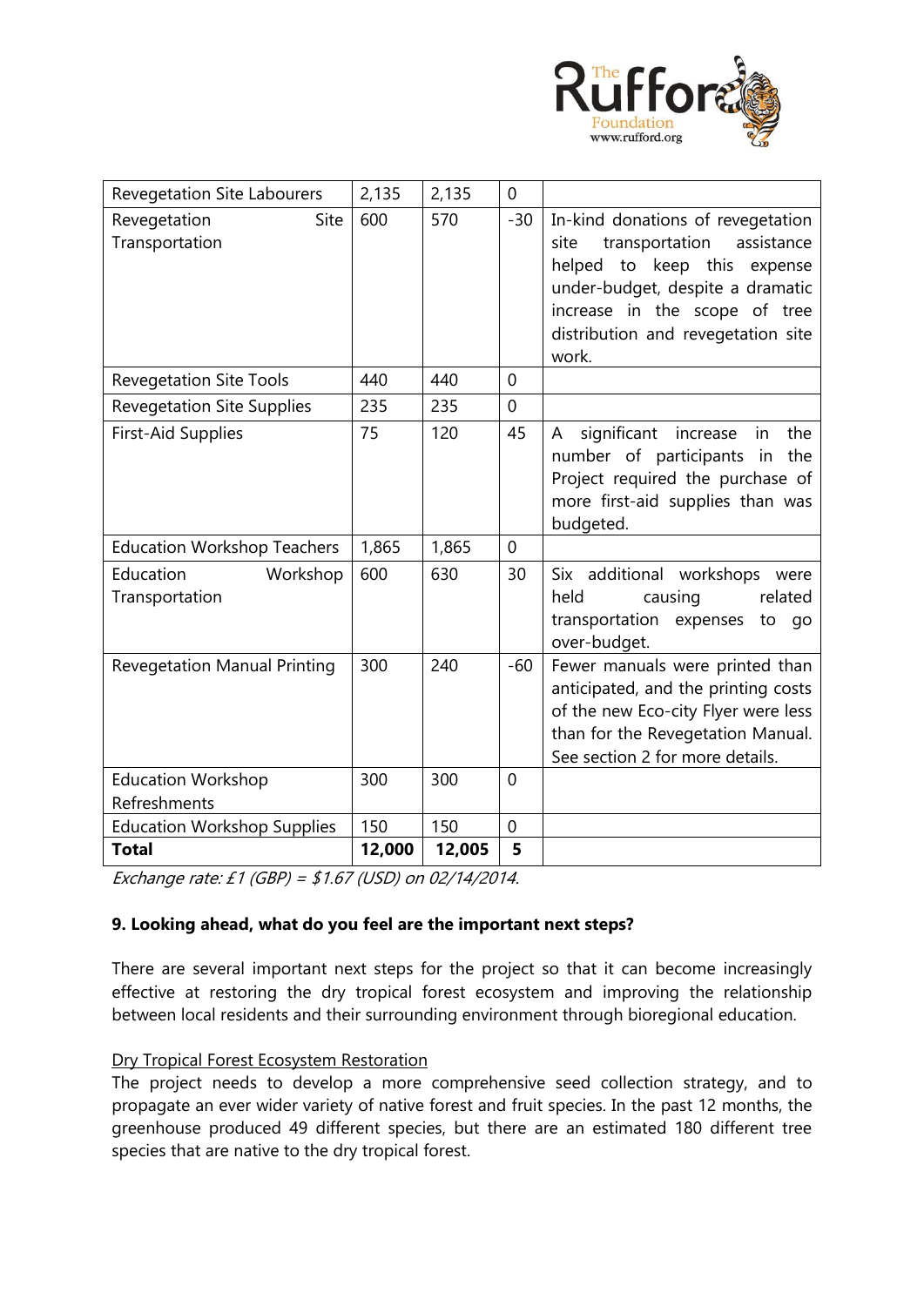| Revegetation Site Labourers | 2,135 | 2,135 | 0 | |
|---|---|---|---|---|
| Revegetation Site Transportation | 600 | 570 | -30 | In-kind donations of revegetation site transportation assistance helped to keep this expense under-budget, despite a dramatic increase in the scope of tree distribution and revegetation site work. |
| Revegetation Site Tools | 440 | 440 | 0 | |
| Revegetation Site Supplies | 235 | 235 | 0 | |
| First-Aid Supplies | 75 | 120 | 45 | A significant increase in the number of participants in the Project required the purchase of more first-aid supplies than was budgeted. |
| Education Workshop Teachers | 1,865 | 1,865 | 0 | |
| Education Workshop Transportation | 600 | 630 | 30 | Six additional workshops were held causing related transportation expenses to go over-budget. |
| Revegetation Manual Printing | 300 | 240 | -60 | Fewer manuals were printed than anticipated, and the printing costs of the new Eco-city Flyer were less than for the Revegetation Manual. See section 2 for more details. |
| Education Workshop Refreshments | 300 | 300 | 0 | |
| Education Workshop Supplies | 150 | 150 | 0 | |
| **Total** | **12,000** | **12,005** | **5** | |

*Exchange rate: £1 (GBP) = $1.67 (USD) on 02/14/2014.*

**9. Looking ahead, what do you feel are the important next steps?**

There are several important next steps for the project so that it can become increasingly effective at restoring the dry tropical forest ecosystem and improving the relationship between local residents and their surrounding environment through bioregional education.

Dry Tropical Forest Ecosystem Restoration

The project needs to develop a more comprehensive seed collection strategy, and to propagate an ever wider variety of native forest and fruit species. In the past 12 months, the greenhouse produced 49 different species, but there are an estimated 180 different tree species that are native to the dry tropical forest.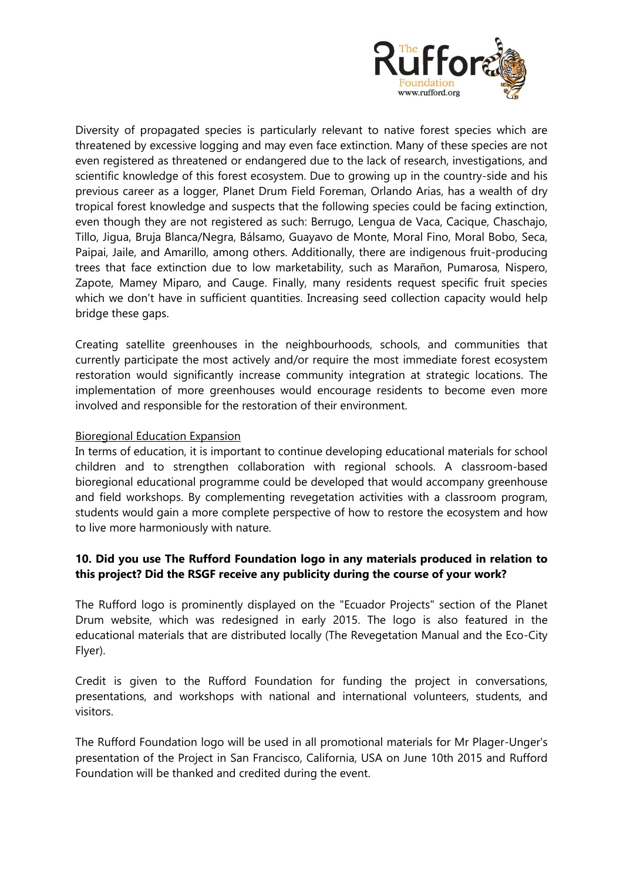Diversity of propagated species is particularly relevant to native forest species which are threatened by excessive logging and may even face extinction. Many of these species are not even registered as threatened or endangered due to the lack of research, investigations, and scientific knowledge of this forest ecosystem. Due to growing up in the country-side and his previous career as a logger, Planet Drum Field Foreman, Orlando Arias, has a wealth of dry tropical forest knowledge and suspects that the following species could be facing extinction, even though they are not registered as such: Berrugo, Lengua de Vaca, Cacique, Chaschajo, Tillo, Jigua, Bruja Blanca/Negra, Bálsamo, Guayavo de Monte, Moral Fino, Moral Bobo, Seca, Paipai, Jaile, and Amarillo, among others. Additionally, there are indigenous fruit-producing trees that face extinction due to low marketability, such as Marañon, Pumarosa, Nispero, Zapote, Mamey Miparo, and Cauge. Finally, many residents request specific fruit species which we don't have in sufficient quantities. Increasing seed collection capacity would help bridge these gaps.

Creating satellite greenhouses in the neighbourhoods, schools, and communities that currently participate the most actively and/or require the most immediate forest ecosystem restoration would significantly increase community integration at strategic locations. The implementation of more greenhouses would encourage residents to become even more involved and responsible for the restoration of their environment.

<u>Bioregional Education Expansion</u>

In terms of education, it is important to continue developing educational materials for school children and to strengthen collaboration with regional schools. A classroom-based bioregional educational programme could be developed that would accompany greenhouse and field workshops. By complementing revegetation activities with a classroom program, students would gain a more complete perspective of how to restore the ecosystem and how to live more harmoniously with nature.

**10. Did you use The Rufford Foundation logo in any materials produced in relation to this project? Did the RSGF receive any publicity during the course of your work?**

The Rufford logo is prominently displayed on the "Ecuador Projects" section of the Planet Drum website, which was redesigned in early 2015. The logo is also featured in the educational materials that are distributed locally (The Revegetation Manual and the Eco-City Flyer).

Credit is given to the Rufford Foundation for funding the project in conversations, presentations, and workshops with national and international volunteers, students, and visitors.

The Rufford Foundation logo will be used in all promotional materials for Mr Plager-Unger's presentation of the Project in San Francisco, California, USA on June 10th 2015 and Rufford Foundation will be thanked and credited during the event.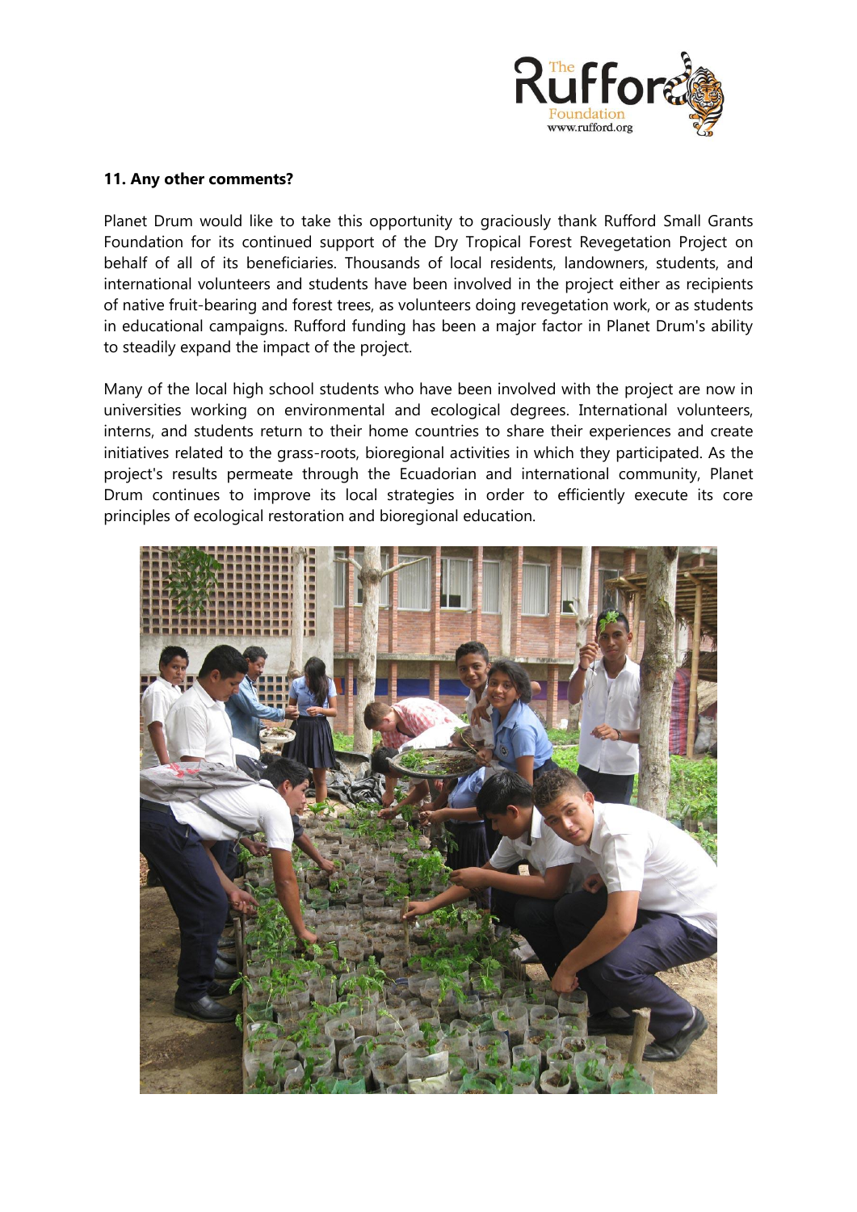**11. Any other comments?**

Planet Drum would like to take this opportunity to graciously thank Rufford Small Grants Foundation for its continued support of the Dry Tropical Forest Revegetation Project on behalf of all of its beneficiaries. Thousands of local residents, landowners, students, and international volunteers and students have been involved in the project either as recipients of native fruit-bearing and forest trees, as volunteers doing revegetation work, or as students in educational campaigns. Rufford funding has been a major factor in Planet Drum's ability to steadily expand the impact of the project.

Many of the local high school students who have been involved with the project are now in universities working on environmental and ecological degrees. International volunteers, interns, and students return to their home countries to share their experiences and create initiatives related to the grass-roots, bioregional activities in which they participated. As the project's results permeate through the Ecuadorian and international community, Planet Drum continues to improve its local strategies in order to efficiently execute its core principles of ecological restoration and bioregional education.